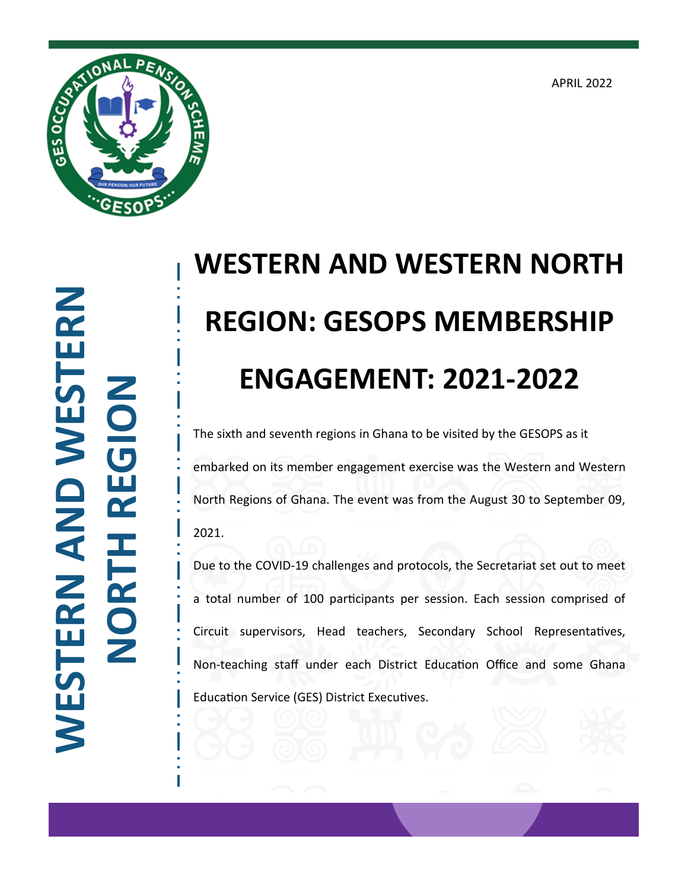APRIL 2022

# WESTERN AND WESTERN NORTH REGION: GESOPS MEMBERSHIP ENGAGEMENT: 2021-2022

The sixth and seventh regions in Ghana to be visited by the GESOPS as it embarked on its member engagement exercise was the Western and Western North Regions of Ghana. The event was from the August 30 to September 09, 2021.

Due to the COVID-19 challenges and protocols, the Secretariat set out to meet a total number of 100 participants per session. Each session comprised of Circuit supervisors, Head teachers, Secondary School Representatives, Non-teaching staff under each District Education Office and some Ghana Education Service (GES) District Executives.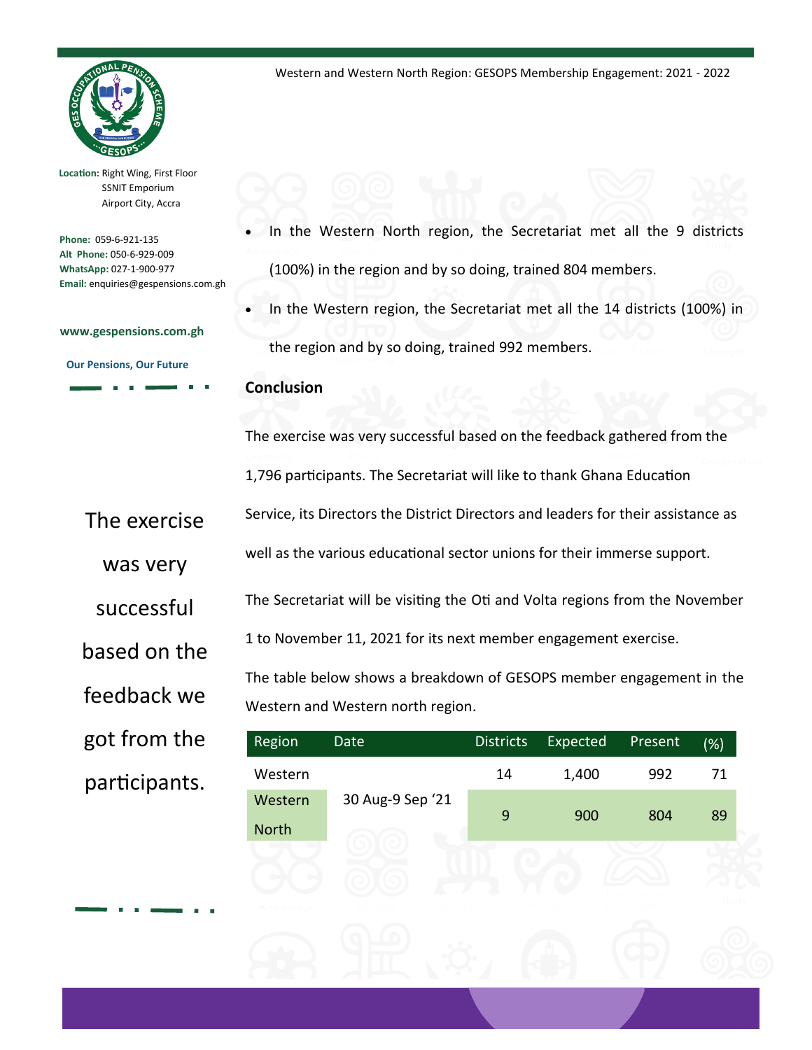**Location:** Right Wing, First Floor
SSNIT Emporium
Airport City, Accra

**Phone:** 059-6-921-135
**Alt Phone:** 050-6-929-009
**WhatsApp:** 027-1-900-977
**Email:** enquiries@gespensions.com.gh

**www.gespensions.com.gh**

**Our Pensions, Our Future**

- In the Western North region, the Secretariat met all the 9 districts (100%) in the region and by so doing, trained 804 members.
- In the Western region, the Secretariat met all the 14 districts (100%) in the region and by so doing, trained 992 members.

## Conclusion

The exercise was very successful based on the feedback gathered from the 1,796 participants. The Secretariat will like to thank Ghana Education Service, its Directors the District Directors and leaders for their assistance as well as the various educational sector unions for their immerse support.

The exercise was very successful based on the feedback we got from the participants.

The Secretariat will be visiting the Oti and Volta regions from the November 1 to November 11, 2021 for its next member engagement exercise.

The table below shows a breakdown of GESOPS member engagement in the Western and Western north region.

| Region | Date | Districts | Expected | Present | (%) |
|---|---|---|---|---|---|
| Western | 30 Aug-9 Sep '21 | 14 | 1,400 | 992 | 71 |
| Western North | | 9 | 900 | 804 | 89 |